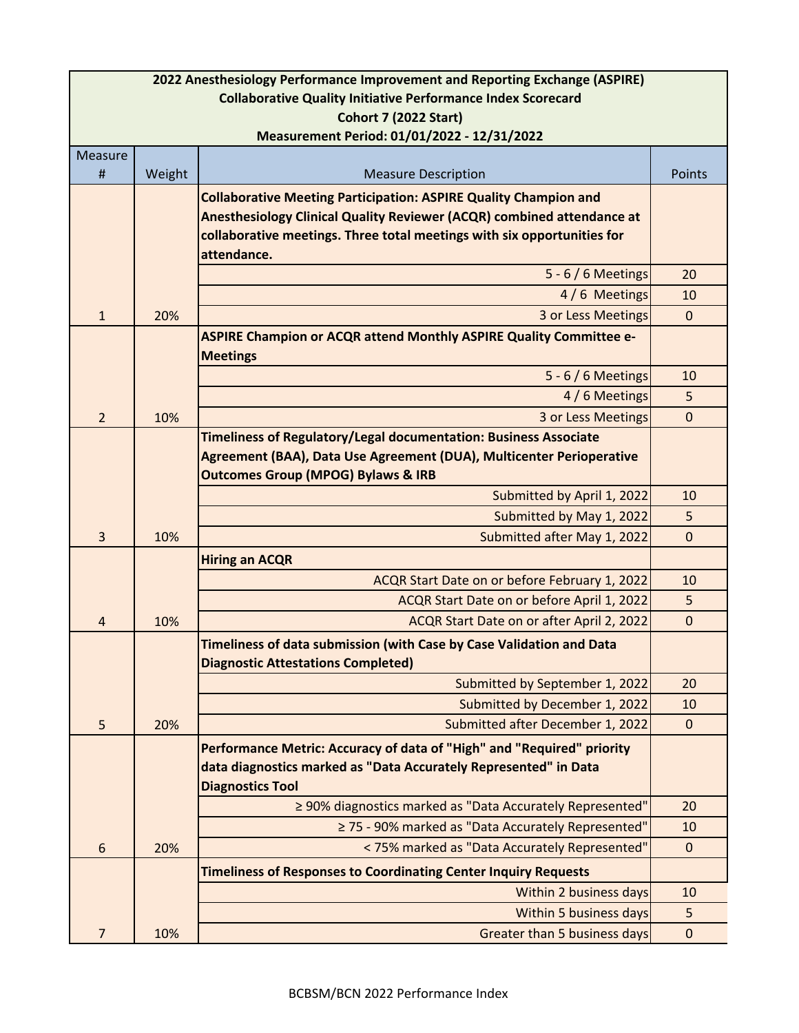**2022 Anesthesiology Performance Improvement and Reporting Exchange (ASPIRE)**
**Collaborative Quality Initiative Performance Index Scorecard**
**Cohort 7 (2022 Start)**
**Measurement Period: 01/01/2022 - 12/31/2022**

| Measure # | Weight | Measure Description | Points |
|---|---|---|---|
| 1 | 20% | **Collaborative Meeting Participation: ASPIRE Quality Champion and Anesthesiology Clinical Quality Reviewer (ACQR) combined attendance at collaborative meetings. Three total meetings with six opportunities for attendance.** | |
| | | 5 - 6 / 6 Meetings | 20 |
| | | 4 / 6 Meetings | 10 |
| | | 3 or Less Meetings | 0 |
| 2 | 10% | **ASPIRE Champion or ACQR attend Monthly ASPIRE Quality Committee e-Meetings** | |
| | | 5 - 6 / 6 Meetings | 10 |
| | | 4 / 6 Meetings | 5 |
| | | 3 or Less Meetings | 0 |
| 3 | 10% | **Timeliness of Regulatory/Legal documentation: Business Associate Agreement (BAA), Data Use Agreement (DUA), Multicenter Perioperative Outcomes Group (MPOG) Bylaws & IRB** | |
| | | Submitted by April 1, 2022 | 10 |
| | | Submitted by May 1, 2022 | 5 |
| | | Submitted after May 1, 2022 | 0 |
| 4 | 10% | **Hiring an ACQR** | |
| | | ACQR Start Date on or before February 1, 2022 | 10 |
| | | ACQR Start Date on or before April 1, 2022 | 5 |
| | | ACQR Start Date on or after April 2, 2022 | 0 |
| 5 | 20% | **Timeliness of data submission (with Case by Case Validation and Data Diagnostic Attestations Completed)** | |
| | | Submitted by September 1, 2022 | 20 |
| | | Submitted by December 1, 2022 | 10 |
| | | Submitted after December 1, 2022 | 0 |
| 6 | 20% | **Performance Metric: Accuracy of data of "High" and "Required" priority data diagnostics marked as "Data Accurately Represented" in Data Diagnostics Tool** | |
| | | ≥ 90% diagnostics marked as "Data Accurately Represented" | 20 |
| | | ≥ 75 - 90% marked as "Data Accurately Represented" | 10 |
| | | < 75% marked as "Data Accurately Represented" | 0 |
| 7 | 10% | **Timeliness of Responses to Coordinating Center Inquiry Requests** | |
| | | Within 2 business days | 10 |
| | | Within 5 business days | 5 |
| | | Greater than 5 business days | 0 |

BCBSM/BCN 2022 Performance Index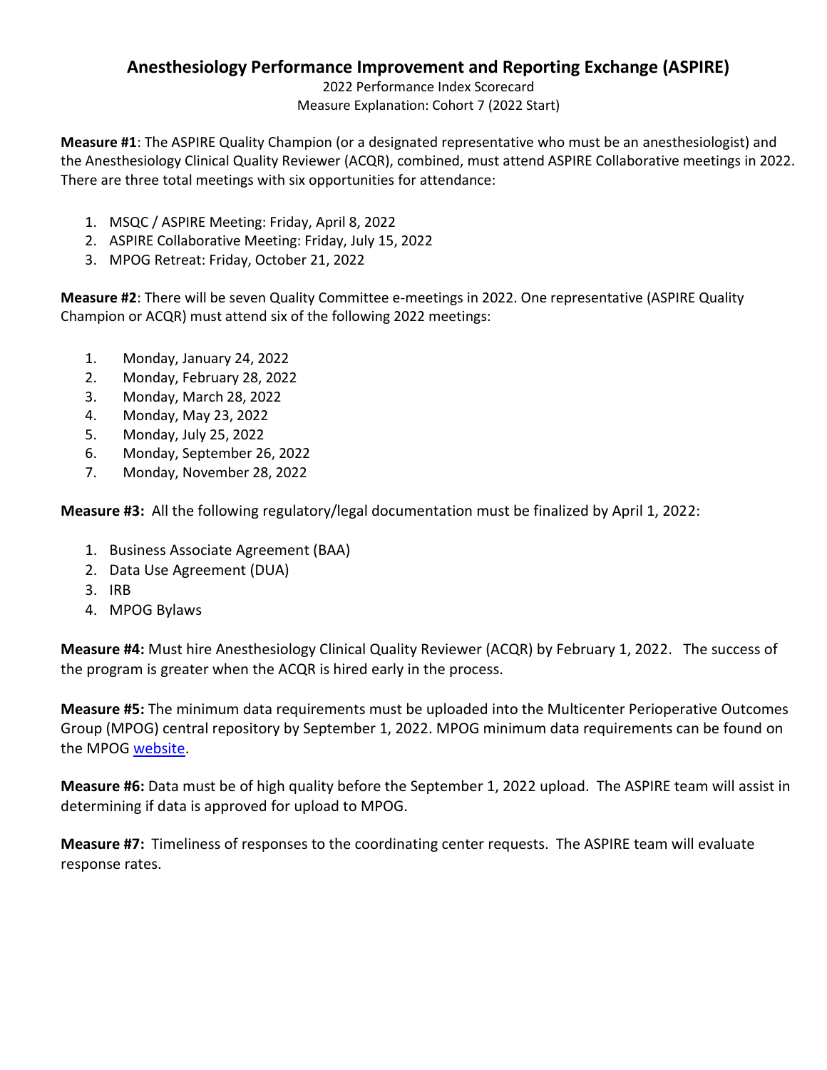# Anesthesiology Performance Improvement and Reporting Exchange (ASPIRE)

2022 Performance Index Scorecard

Measure Explanation: Cohort 7 (2022 Start)

**Measure #1**: The ASPIRE Quality Champion (or a designated representative who must be an anesthesiologist) and the Anesthesiology Clinical Quality Reviewer (ACQR), combined, must attend ASPIRE Collaborative meetings in 2022. There are three total meetings with six opportunities for attendance:

1. MSQC / ASPIRE Meeting: Friday, April 8, 2022
2. ASPIRE Collaborative Meeting: Friday, July 15, 2022
3. MPOG Retreat: Friday, October 21, 2022

**Measure #2**: There will be seven Quality Committee e-meetings in 2022. One representative (ASPIRE Quality Champion or ACQR) must attend six of the following 2022 meetings:

1. Monday, January 24, 2022
2. Monday, February 28, 2022
3. Monday, March 28, 2022
4. Monday, May 23, 2022
5. Monday, July 25, 2022
6. Monday, September 26, 2022
7. Monday, November 28, 2022

**Measure #3:** All the following regulatory/legal documentation must be finalized by April 1, 2022:

1. Business Associate Agreement (BAA)
2. Data Use Agreement (DUA)
3. IRB
4. MPOG Bylaws

**Measure #4:** Must hire Anesthesiology Clinical Quality Reviewer (ACQR) by February 1, 2022. The success of the program is greater when the ACQR is hired early in the process.

**Measure #5:** The minimum data requirements must be uploaded into the Multicenter Perioperative Outcomes Group (MPOG) central repository by September 1, 2022. MPOG minimum data requirements can be found on the MPOG website.

**Measure #6:** Data must be of high quality before the September 1, 2022 upload. The ASPIRE team will assist in determining if data is approved for upload to MPOG.

**Measure #7:** Timeliness of responses to the coordinating center requests. The ASPIRE team will evaluate response rates.